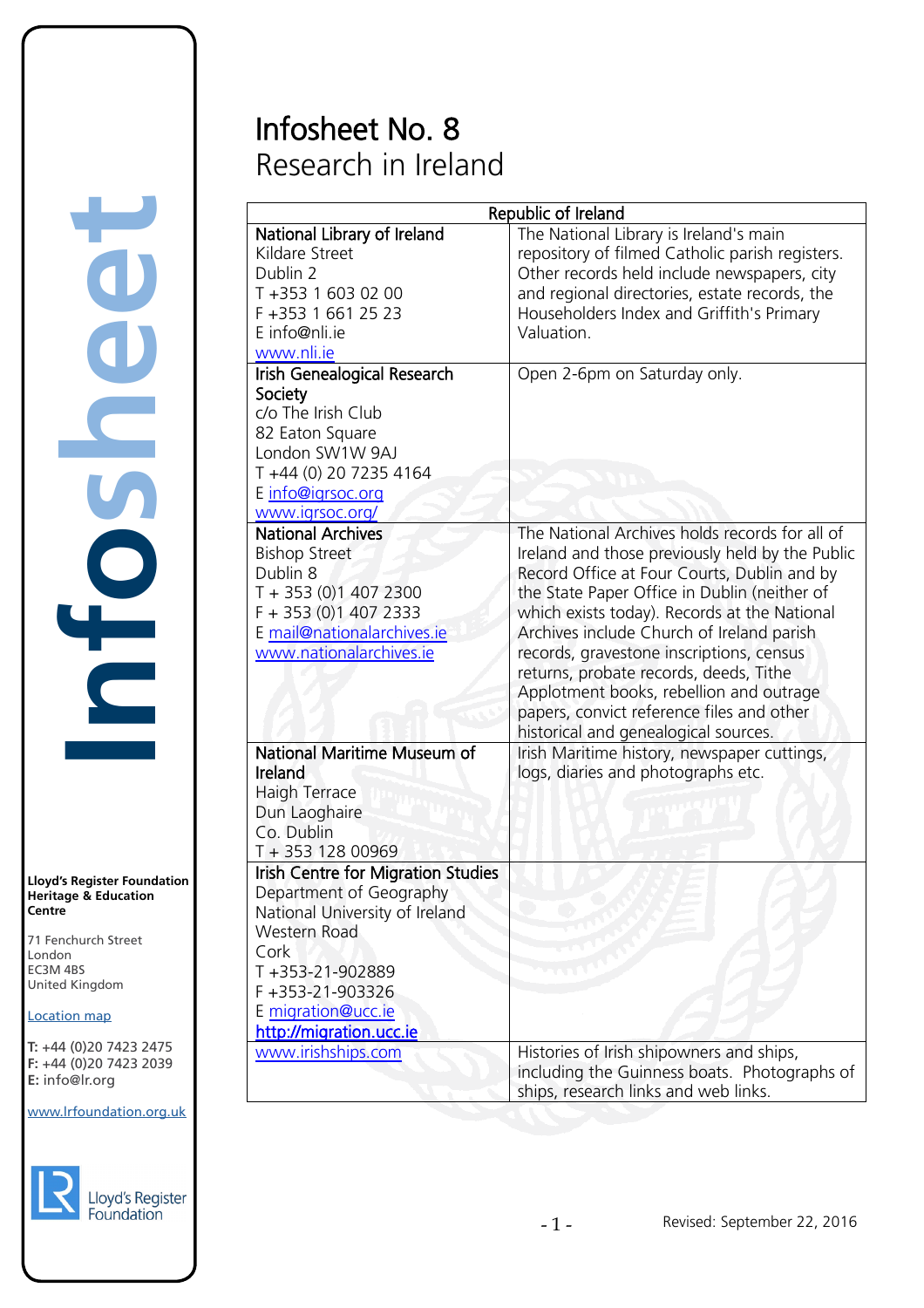# Infosheet No. 8
## Research in Ireland

| Republic of Ireland | |
|---|---|
| **National Library of Ireland**<br>Kildare Street<br>Dublin 2<br>T +353 1 603 02 00<br>F +353 1 661 25 23<br>E info@nli.ie<br>www.nli.ie | The National Library is Ireland's main repository of filmed Catholic parish registers. Other records held include newspapers, city and regional directories, estate records, the Householders Index and Griffith's Primary Valuation. |
| **Irish Genealogical Research Society**<br>c/o The Irish Club<br>82 Eaton Square<br>London SW1W 9AJ<br>T +44 (0) 20 7235 4164<br>E info@igrsoc.org<br>www.igrsoc.org/ | Open 2-6pm on Saturday only. |
| **National Archives**<br>Bishop Street<br>Dublin 8<br>T + 353 (0)1 407 2300<br>F + 353 (0)1 407 2333<br>E mail@nationalarchives.ie<br>www.nationalarchives.ie | The National Archives holds records for all of Ireland and those previously held by the Public Record Office at Four Courts, Dublin and by the State Paper Office in Dublin (neither of which exists today). Records at the National Archives include Church of Ireland parish records, gravestone inscriptions, census returns, probate records, deeds, Tithe Applotment books, rebellion and outrage papers, convict reference files and other historical and genealogical sources. |
| **National Maritime Museum of Ireland**<br>Haigh Terrace<br>Dun Laoghaire<br>Co. Dublin<br>T + 353 128 00969 | Irish Maritime history, newspaper cuttings, logs, diaries and photographs etc. |
| **Irish Centre for Migration Studies**<br>Department of Geography<br>National University of Ireland<br>Western Road<br>Cork<br>T +353-21-902889<br>F +353-21-903326<br>E migration@ucc.ie<br>http://migration.ucc.ie | |
| www.irishships.com | Histories of Irish shipowners and ships, including the Guinness boats. Photographs of ships, research links and web links. |

**Lloyd's Register Foundation Heritage & Education Centre**

71 Fenchurch Street
London
EC3M 4BS
United Kingdom

Location map

**T:** +44 (0)20 7423 2475
**F:** +44 (0)20 7423 2039
**E:** info@lr.org

www.lrfoundation.org.uk

Revised: September 22, 2016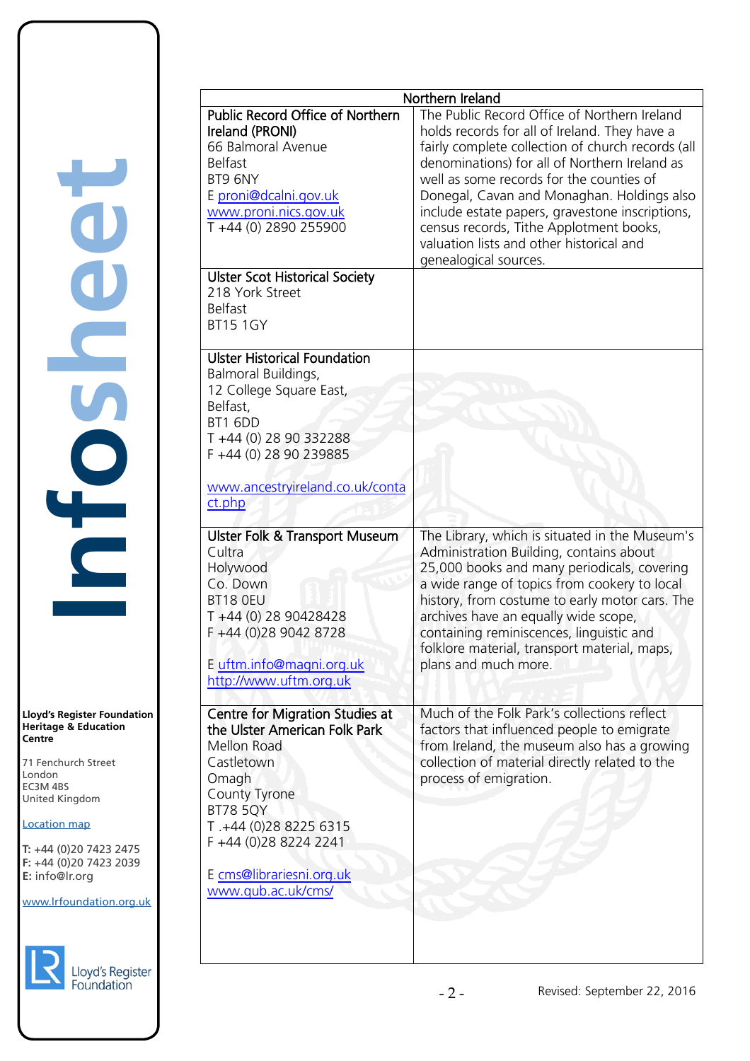| Northern Ireland | |
|---|---|
| Public Record Office of Northern Ireland (PRONI)<br>66 Balmoral Avenue<br>Belfast<br>BT9 6NY<br>E proni@dcalni.gov.uk<br>www.proni.nics.gov.uk<br>T +44 (0) 2890 255900 | The Public Record Office of Northern Ireland holds records for all of Ireland. They have a fairly complete collection of church records (all denominations) for all of Northern Ireland as well as some records for the counties of Donegal, Cavan and Monaghan. Holdings also include estate papers, gravestone inscriptions, census records, Tithe Applotment books, valuation lists and other historical and genealogical sources. |
| Ulster Scot Historical Society<br>218 York Street<br>Belfast<br>BT15 1GY | |
| Ulster Historical Foundation<br>Balmoral Buildings,<br>12 College Square East,<br>Belfast,<br>BT1 6DD<br>T +44 (0) 28 90 332288<br>F +44 (0) 28 90 239885<br><br>www.ancestryireland.co.uk/contact.php | |
| Ulster Folk & Transport Museum<br>Cultra<br>Holywood<br>Co. Down<br>BT18 0EU<br>T +44 (0) 28 90428428<br>F +44 (0)28 9042 8728<br><br>E uftm.info@magni.org.uk<br>http://www.uftm.org.uk | The Library, which is situated in the Museum's Administration Building, contains about 25,000 books and many periodicals, covering a wide range of topics from cookery to local history, from costume to early motor cars. The archives have an equally wide scope, containing reminiscences, linguistic and folklore material, transport material, maps, plans and much more. |
| Centre for Migration Studies at the Ulster American Folk Park<br>Mellon Road<br>Castletown<br>Omagh<br>County Tyrone<br>BT78 5QY<br>T .+44 (0)28 8225 6315<br>F +44 (0)28 8224 2241<br><br>E cms@librariesni.org.uk<br>www.qub.ac.uk/cms/ | Much of the Folk Park's collections reflect factors that influenced people to emigrate from Ireland, the museum also has a growing collection of material directly related to the process of emigration. |

Revised: September 22, 2016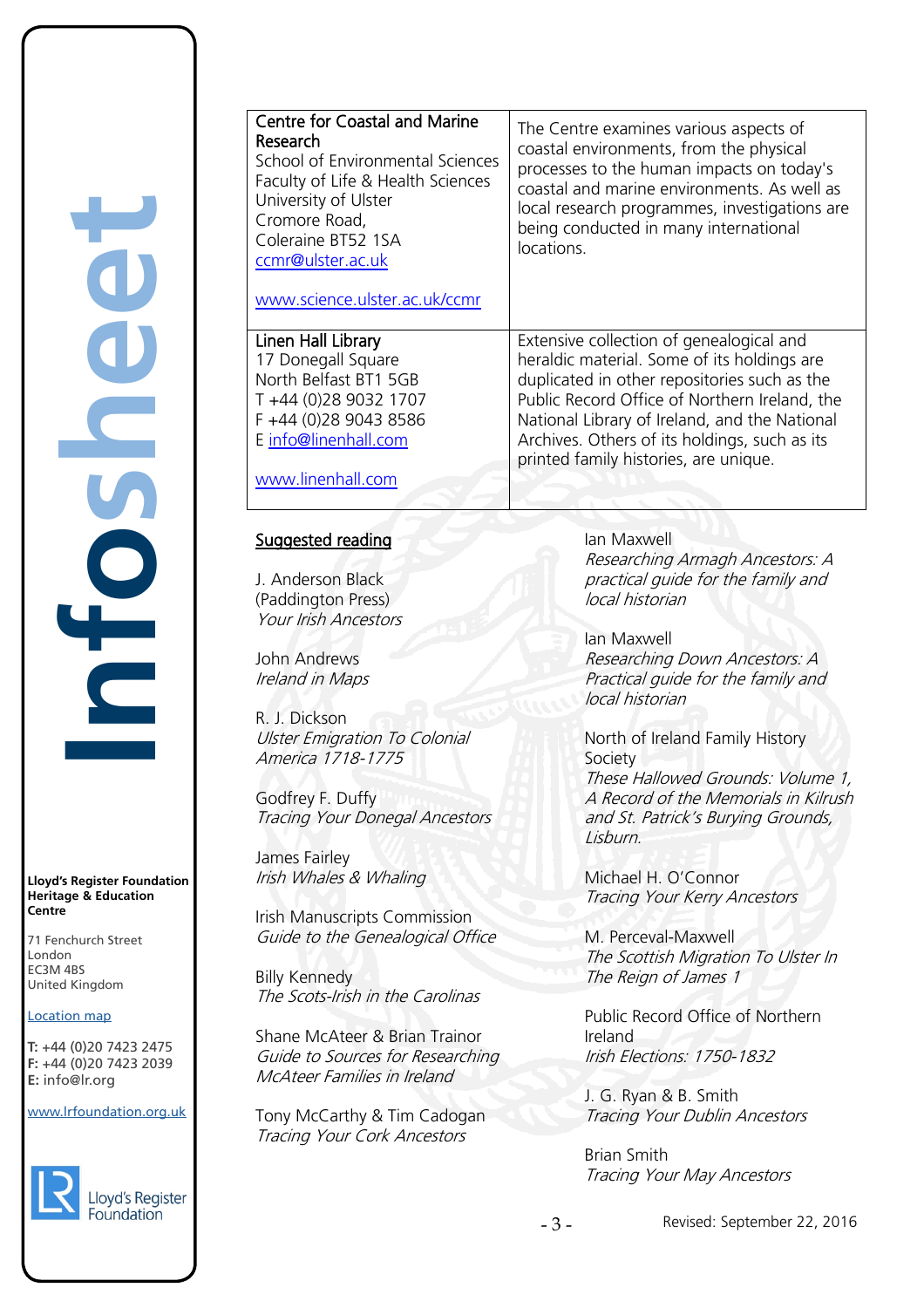| | |
|---|---|
| Centre for Coastal and Marine Research<br>School of Environmental Sciences<br>Faculty of Life & Health Sciences<br>University of Ulster<br>Cromore Road,<br>Coleraine BT52 1SA<br>ccmr@ulster.ac.uk<br><br>www.science.ulster.ac.uk/ccmr | The Centre examines various aspects of coastal environments, from the physical processes to the human impacts on today's coastal and marine environments. As well as local research programmes, investigations are being conducted in many international locations. |
| Linen Hall Library<br>17 Donegall Square<br>North Belfast BT1 5GB<br>T +44 (0)28 9032 1707<br>F +44 (0)28 9043 8586<br>E info@linenhall.com<br><br>www.linenhall.com | Extensive collection of genealogical and heraldic material. Some of its holdings are duplicated in other repositories such as the Public Record Office of Northern Ireland, the National Library of Ireland, and the National Archives. Others of its holdings, such as its printed family histories, are unique. |

## Suggested reading

J. Anderson Black
(Paddington Press)
*Your Irish Ancestors*

John Andrews
*Ireland in Maps*

R. J. Dickson
*Ulster Emigration To Colonial America 1718-1775*

Godfrey F. Duffy
*Tracing Your Donegal Ancestors*

James Fairley
*Irish Whales & Whaling*

Irish Manuscripts Commission
*Guide to the Genealogical Office*

Billy Kennedy
*The Scots-Irish in the Carolinas*

Shane McAteer & Brian Trainor
*Guide to Sources for Researching McAteer Families in Ireland*

Tony McCarthy & Tim Cadogan
*Tracing Your Cork Ancestors*

Ian Maxwell
*Researching Armagh Ancestors: A practical guide for the family and local historian*

Ian Maxwell
*Researching Down Ancestors: A Practical guide for the family and local historian*

North of Ireland Family History Society
*These Hallowed Grounds: Volume 1, A Record of the Memorials in Kilrush and St. Patrick's Burying Grounds, Lisburn.*

Michael H. O'Connor
*Tracing Your Kerry Ancestors*

M. Perceval-Maxwell
*The Scottish Migration To Ulster In The Reign of James 1*

Public Record Office of Northern Ireland
*Irish Elections: 1750-1832*

J. G. Ryan & B. Smith
*Tracing Your Dublin Ancestors*

Brian Smith
*Tracing Your May Ancestors*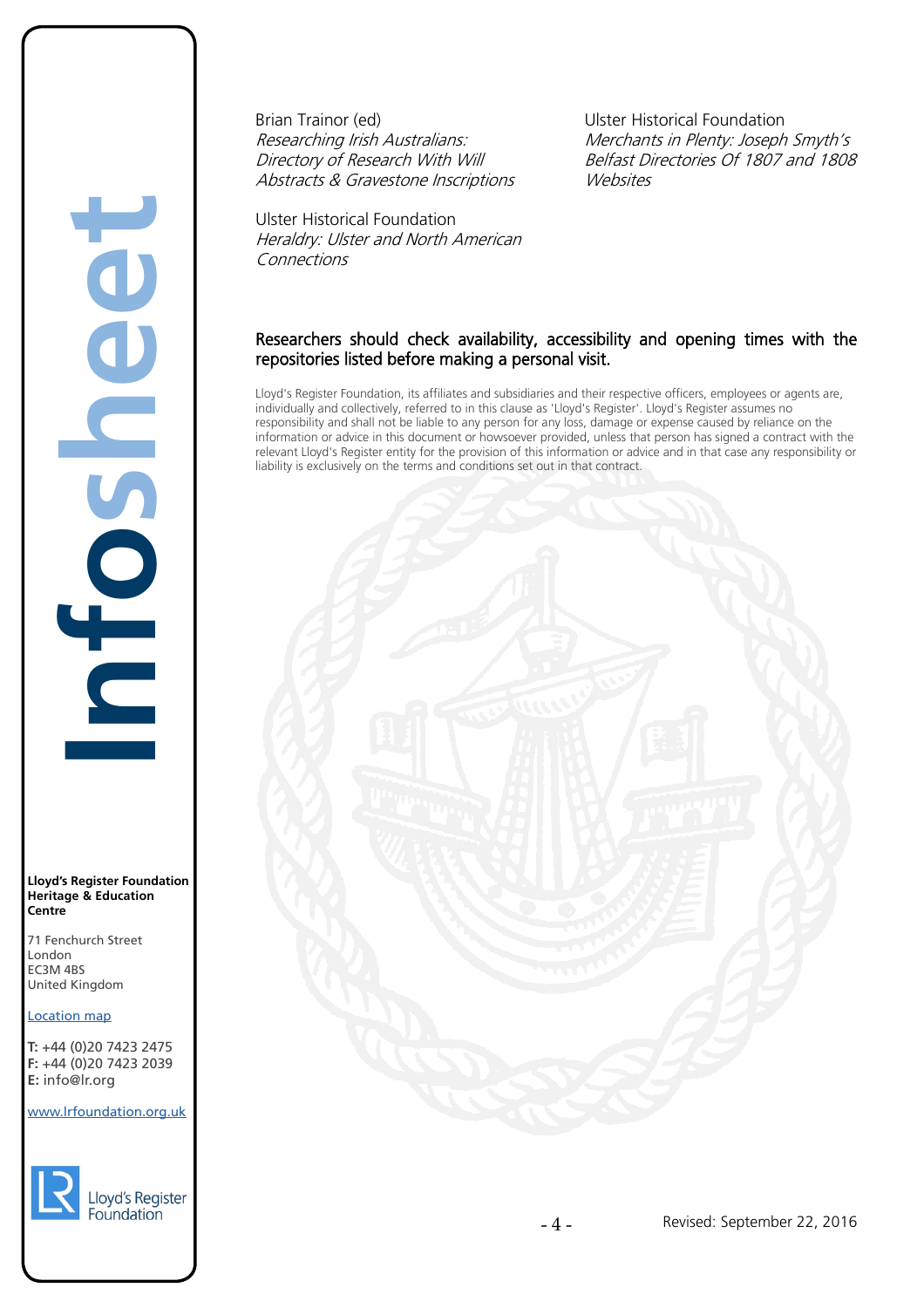Brian Trainor (ed)
*Researching Irish Australians: Directory of Research With Will Abstracts & Gravestone Inscriptions*

Ulster Historical Foundation
*Heraldry: Ulster and North American Connections*

Ulster Historical Foundation
*Merchants in Plenty: Joseph Smyth's Belfast Directories Of 1807 and 1808*

## Websites

Researchers should check availability, accessibility and opening times with the repositories listed before making a personal visit.

Lloyd's Register Foundation, its affiliates and subsidiaries and their respective officers, employees or agents are, individually and collectively, referred to in this clause as 'Lloyd's Register'. Lloyd's Register assumes no responsibility and shall not be liable to any person for any loss, damage or expense caused by reliance on the information or advice in this document or howsoever provided, unless that person has signed a contract with the relevant Lloyd's Register entity for the provision of this information or advice and in that case any responsibility or liability is exclusively on the terms and conditions set out in that contract.

Infosheet

**Lloyd's Register Foundation Heritage & Education Centre**

71 Fenchurch Street
London
EC3M 4BS
United Kingdom

Location map

**T:** +44 (0)20 7423 2475
**F:** +44 (0)20 7423 2039
**E:** info@lr.org

www.lrfoundation.org.uk

Lloyd's Register Foundation

Revised: September 22, 2016